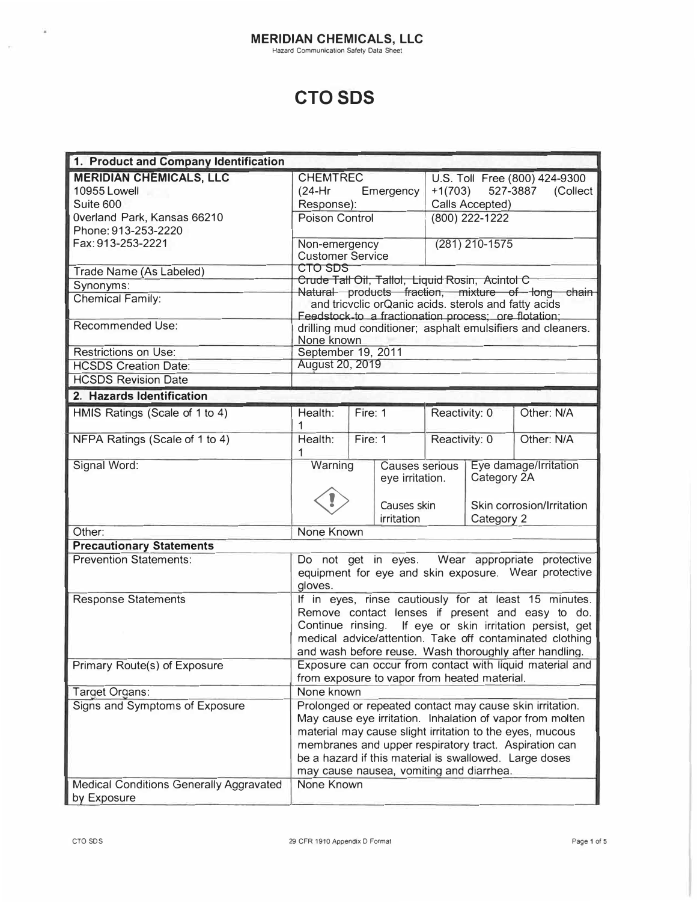## MERIDIAN CHEMICALS, LLC

Hazard Communication Safety Data Sheet

# CTO SDS

| 1. Product and Company Identification | | | | |
|---|---|---|---|---|
| **MERIDIAN CHEMICALS, LLC**<br>10955 Lowell<br>Suite 600<br>Overland Park, Kansas 66210<br>Phone: 913-253-2220<br>Fax: 913-253-2221 | CHEMTREC (24-Hr Emergency Response): | | U.S. Toll Free (800) 424-9300 +1(703) 527-3887 (Collect Calls Accepted) | |
| | Poison Control | | (800) 222-1222 | |
| | Non-emergency Customer Service | | (281) 210-1575 | |
| Trade Name (As Labeled) | CTO SDS | | | |
| Synonyms: | Crude Tall Oil, Tallol, Liquid Rosin, Acintol C | | | |
| Chemical Family: | Natural products fraction, mixture of long chain and tricyclic orQanic acids. sterols and fatty acids | | | |
| Recommended Use: | Feedstock to a fractionation process; ore flotation; drilling mud conditioner; asphalt emulsifiers and cleaners. | | | |
| Restrictions on Use: | None known | | | |
| HCSDS Creation Date: | September 19, 2011 | | | |
| HCSDS Revision Date | August 20, 2019 | | | |
| **2. Hazards Identification** | | | | |
| HMIS Ratings (Scale of 1 to 4) | Health: 1 | Fire: 1 | Reactivity: 0 | Other: N/A |
| NFPA Ratings (Scale of 1 to 4) | Health: 1 | Fire: 1 | Reactivity: 0 | Other: N/A |
| Signal Word: | Warning | Causes serious eye irritation.<br><br>Causes skin irritation | Eye damage/Irritation Category 2A<br><br>Skin corrosion/Irritation Category 2 | |
| Other: | None Known | | | |
| **Precautionary Statements** | | | | |
| Prevention Statements: | Do not get in eyes. Wear appropriate protective equipment for eye and skin exposure. Wear protective gloves. | | | |
| Response Statements | If in eyes, rinse cautiously for at least 15 minutes. Remove contact lenses if present and easy to do. Continue rinsing. If eye or skin irritation persist, get medical advice/attention. Take off contaminated clothing and wash before reuse. Wash thoroughly after handling. | | | |
| Primary Route(s) of Exposure | Exposure can occur from contact with liquid material and from exposure to vapor from heated material. | | | |
| Target Organs: | None known | | | |
| Signs and Symptoms of Exposure | Prolonged or repeated contact may cause skin irritation. May cause eye irritation. Inhalation of vapor from molten material may cause slight irritation to the eyes, mucous membranes and upper respiratory tract. Aspiration can be a hazard if this material is swallowed. Large doses may cause nausea, vomiting and diarrhea. | | | |
| Medical Conditions Generally Aggravated by Exposure | None Known | | | |

29 CFR 1910 Appendix D Format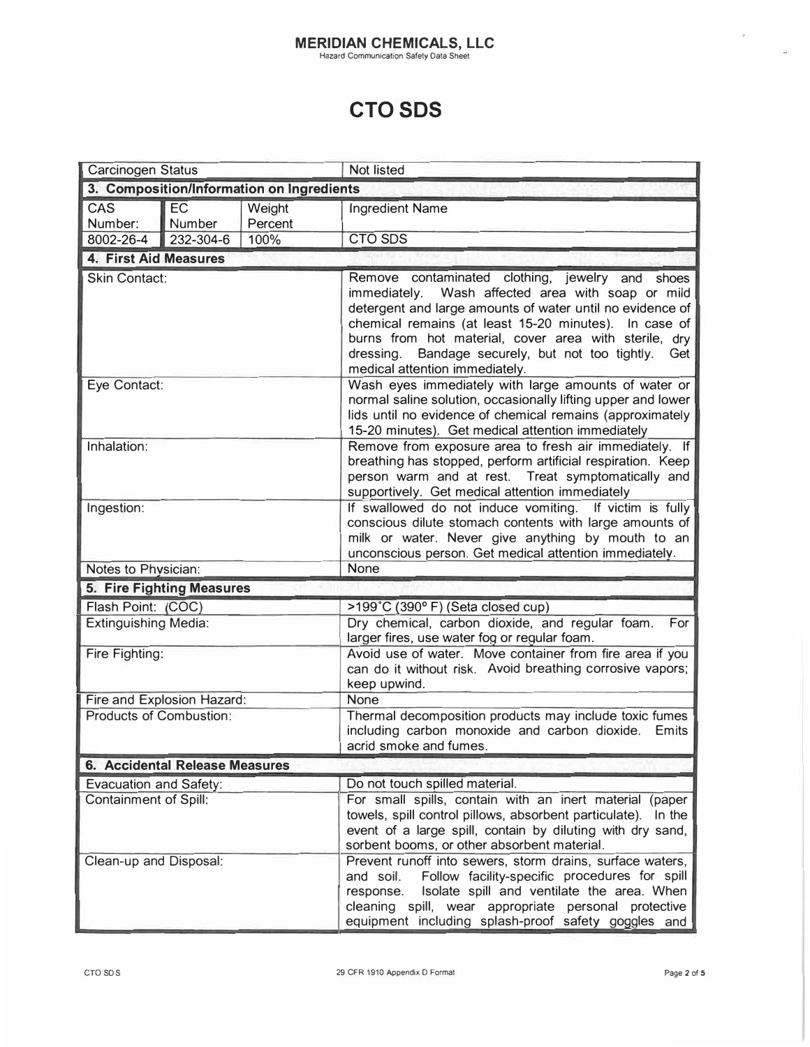# MERIDIAN CHEMICALS, LLC

Hazard Communication Safety Data Sheet

# CTO SDS

| Carcinogen Status | Not listed |
|---|---|

## 3. Composition/Information on Ingredients

| CAS Number: | EC Number | Weight Percent | Ingredient Name |
|---|---|---|---|
| 8002-26-4 | 232-304-6 | 100% | CTO SDS |

## 4. First Aid Measures

| | |
|---|---|
| Skin Contact: | Remove contaminated clothing, jewelry and shoes immediately. Wash affected area with soap or mild detergent and large amounts of water until no evidence of chemical remains (at least 15-20 minutes). In case of burns from hot material, cover area with sterile, dry dressing. Bandage securely, but not too tightly. Get medical attention immediately. |
| Eye Contact: | Wash eyes immediately with large amounts of water or normal saline solution, occasionally lifting upper and lower lids until no evidence of chemical remains (approximately 15-20 minutes). Get medical attention immediately |
| Inhalation: | Remove from exposure area to fresh air immediately. If breathing has stopped, perform artificial respiration. Keep person warm and at rest. Treat symptomatically and supportively. Get medical attention immediately |
| Ingestion: | If swallowed do not induce vomiting. If victim is fully conscious dilute stomach contents with large amounts of milk or water. Never give anything by mouth to an unconscious person. Get medical attention immediately. |
| Notes to Physician: | None |

## 5. Fire Fighting Measures

| | |
|---|---|
| Flash Point: (COC) | >199˚C (390° F) (Seta closed cup) |
| Extinguishing Media: | Dry chemical, carbon dioxide, and regular foam. For larger fires, use water fog or regular foam. |
| Fire Fighting: | Avoid use of water. Move container from fire area if you can do it without risk. Avoid breathing corrosive vapors; keep upwind. |
| Fire and Explosion Hazard: | None |
| Products of Combustion: | Thermal decomposition products may include toxic fumes including carbon monoxide and carbon dioxide. Emits acrid smoke and fumes. |

## 6. Accidental Release Measures

| | |
|---|---|
| Evacuation and Safety: | Do not touch spilled material. |
| Containment of Spill: | For small spills, contain with an inert material (paper towels, spill control pillows, absorbent particulate). In the event of a large spill, contain by diluting with dry sand, sorbent booms, or other absorbent material. |
| Clean-up and Disposal: | Prevent runoff into sewers, storm drains, surface waters, and soil. Follow facility-specific procedures for spill response. Isolate spill and ventilate the area. When cleaning spill, wear appropriate personal protective equipment including splash-proof safety goggles and |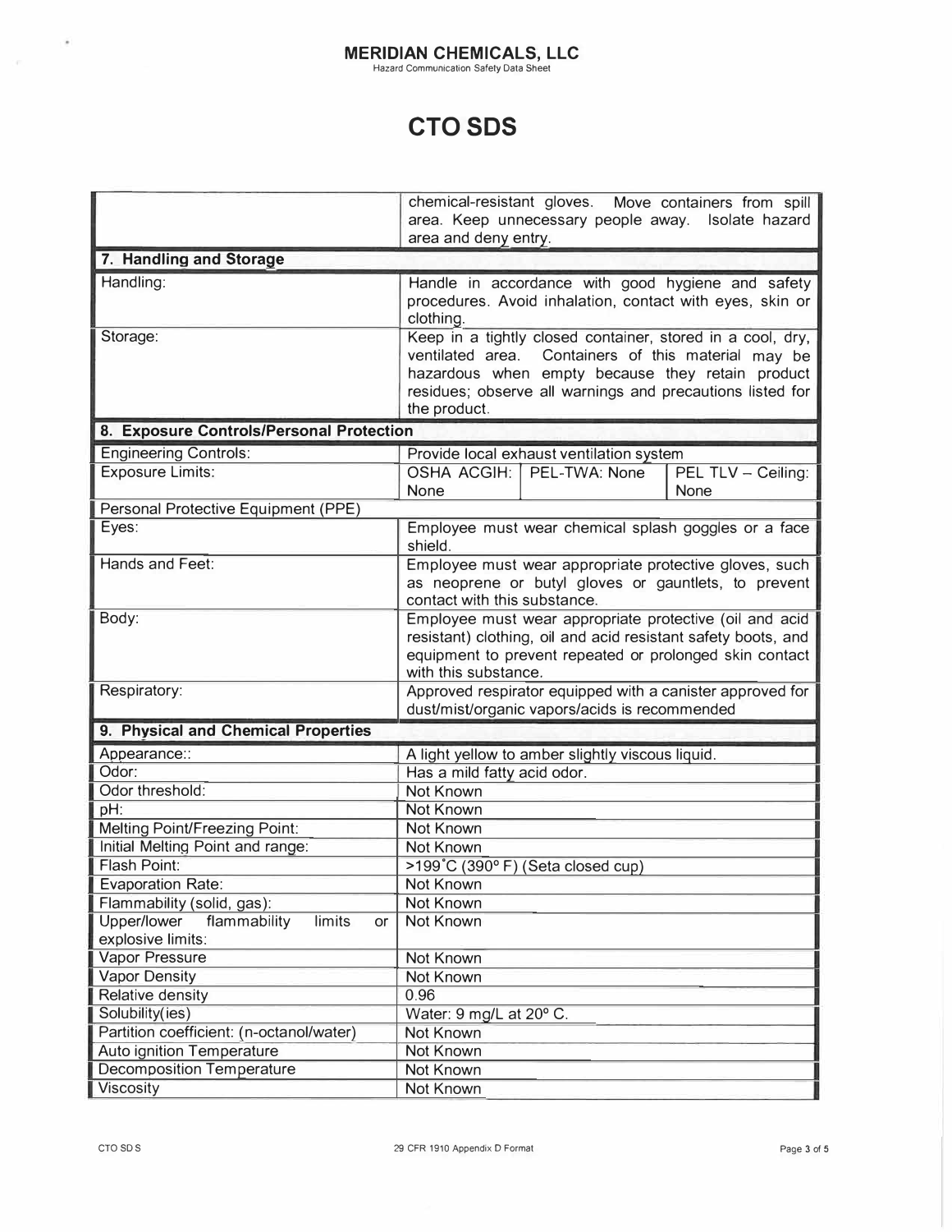**MERIDIAN CHEMICALS, LLC**
Hazard Communication Safety Data Sheet

# CTO SDS

| | |
|---|---|
| | chemical-resistant gloves. Move containers from spill area. Keep unnecessary people away. Isolate hazard area and deny entry. |
| **7. Handling and Storage** | |
| Handling: | Handle in accordance with good hygiene and safety procedures. Avoid inhalation, contact with eyes, skin or clothing. |
| Storage: | Keep in a tightly closed container, stored in a cool, dry, ventilated area. Containers of this material may be hazardous when empty because they retain product residues; observe all warnings and precautions listed for the product. |
| **8. Exposure Controls/Personal Protection** | |
| Engineering Controls: | Provide local exhaust ventilation system |
| Exposure Limits: | OSHA ACGIH: None \| PEL-TWA: None \| PEL TLV – Ceiling: None |
| Personal Protective Equipment (PPE) | |
| Eyes: | Employee must wear chemical splash goggles or a face shield. |
| Hands and Feet: | Employee must wear appropriate protective gloves, such as neoprene or butyl gloves or gauntlets, to prevent contact with this substance. |
| Body: | Employee must wear appropriate protective (oil and acid resistant) clothing, oil and acid resistant safety boots, and equipment to prevent repeated or prolonged skin contact with this substance. |
| Respiratory: | Approved respirator equipped with a canister approved for dust/mist/organic vapors/acids is recommended |
| **9. Physical and Chemical Properties** | |
| Appearance:: | A light yellow to amber slightly viscous liquid. |
| Odor: | Has a mild fatty acid odor. |
| Odor threshold: | Not Known |
| pH: | Not Known |
| Melting Point/Freezing Point: | Not Known |
| Initial Melting Point and range: | Not Known |
| Flash Point: | >199°C (390° F) (Seta closed cup) |
| Evaporation Rate: | Not Known |
| Flammability (solid, gas): | Not Known |
| Upper/lower flammability limits or explosive limits: | Not Known |
| Vapor Pressure | Not Known |
| Vapor Density | Not Known |
| Relative density | 0.96 |
| Solubility(ies) | Water: 9 mg/L at 20° C. |
| Partition coefficient: (n-octanol/water) | Not Known |
| Auto ignition Temperature | Not Known |
| Decomposition Temperature | Not Known |
| Viscosity | Not Known |

29 CFR 1910 Appendix D Format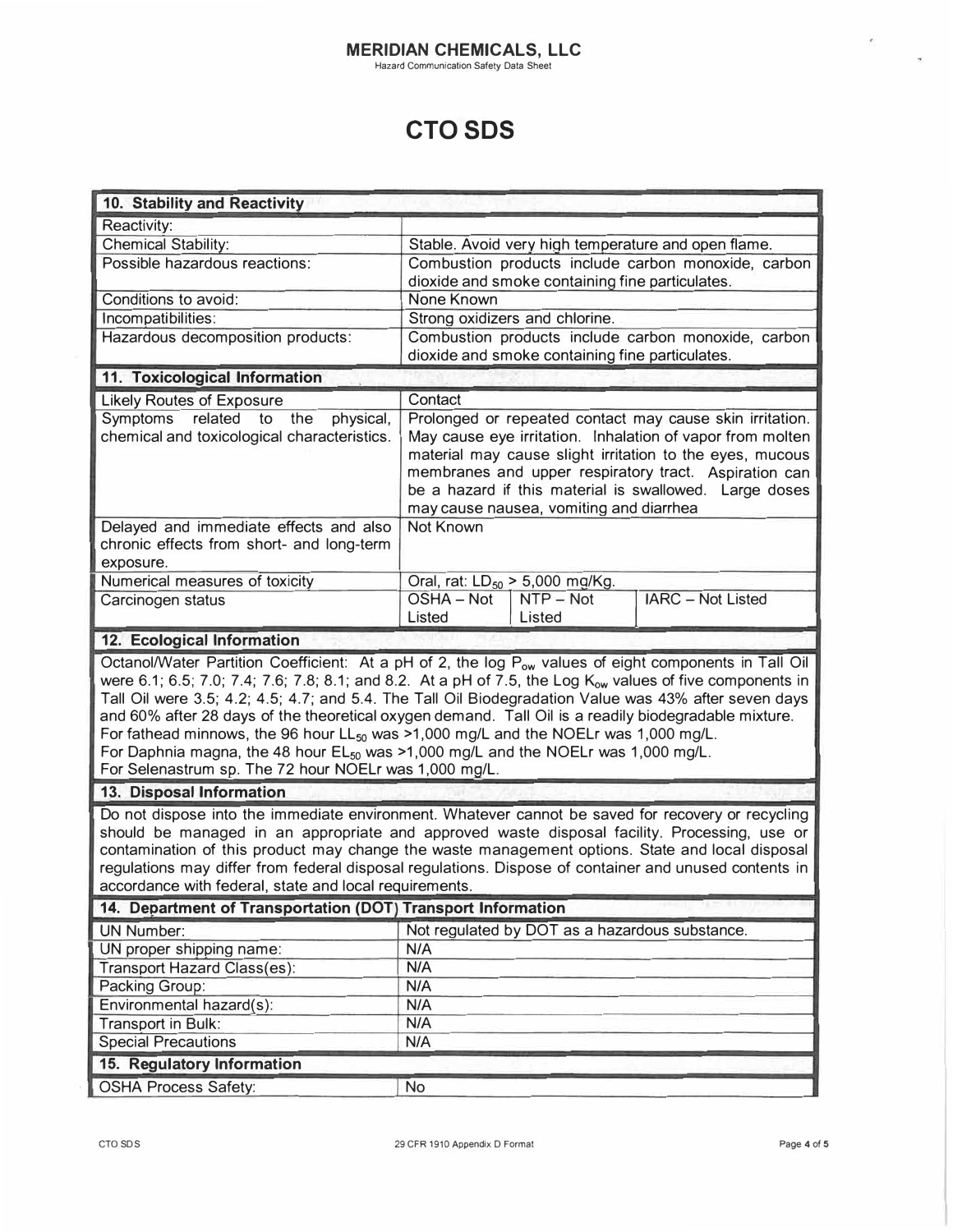# CTO SDS

| 10. Stability and Reactivity | |
|---|---|
| Reactivity: | |
| Chemical Stability: | Stable. Avoid very high temperature and open flame. |
| Possible hazardous reactions: | Combustion products include carbon monoxide, carbon dioxide and smoke containing fine particulates. |
| Conditions to avoid: | None Known |
| Incompatibilities: | Strong oxidizers and chlorine. |
| Hazardous decomposition products: | Combustion products include carbon monoxide, carbon dioxide and smoke containing fine particulates. |

| 11. Toxicological Information | | | |
|---|---|---|---|
| Likely Routes of Exposure | Contact | | |
| Symptoms related to the physical, chemical and toxicological characteristics. | Prolonged or repeated contact may cause skin irritation. May cause eye irritation. Inhalation of vapor from molten material may cause slight irritation to the eyes, mucous membranes and upper respiratory tract. Aspiration can be a hazard if this material is swallowed. Large doses may cause nausea, vomiting and diarrhea | | |
| Delayed and immediate effects and also chronic effects from short- and long-term exposure. | Not Known | | |
| Numerical measures of toxicity | Oral, rat: $LD_{50}$ > 5,000 mg/Kg. | | |
| Carcinogen status | OSHA – Not Listed | NTP – Not Listed | IARC – Not Listed |

## 12. Ecological Information

Octanol/Water Partition Coefficient: At a pH of 2, the log $P_{ow}$ values of eight components in Tall Oil were 6.1; 6.5; 7.0; 7.4; 7.6; 7.8; 8.1; and 8.2. At a pH of 7.5, the Log $K_{ow}$ values of five components in Tall Oil were 3.5; 4.2; 4.5; 4.7; and 5.4. The Tall Oil Biodegradation Value was 43% after seven days and 60% after 28 days of the theoretical oxygen demand. Tall Oil is a readily biodegradable mixture.
For fathead minnows, the 96 hour $LL_{50}$ was >1,000 mg/L and the NOELr was 1,000 mg/L.
For Daphnia magna, the 48 hour $EL_{50}$ was >1,000 mg/L and the NOELr was 1,000 mg/L.
For Selenastrum sp. The 72 hour NOELr was 1,000 mg/L.

## 13. Disposal Information

Do not dispose into the immediate environment. Whatever cannot be saved for recovery or recycling should be managed in an appropriate and approved waste disposal facility. Processing, use or contamination of this product may change the waste management options. State and local disposal regulations may differ from federal disposal regulations. Dispose of container and unused contents in accordance with federal, state and local requirements.

| 14. Department of Transportation (DOT) Transport Information | |
|---|---|
| UN Number: | Not regulated by DOT as a hazardous substance. |
| UN proper shipping name: | N/A |
| Transport Hazard Class(es): | N/A |
| Packing Group: | N/A |
| Environmental hazard(s): | N/A |
| Transport in Bulk: | N/A |
| Special Precautions | N/A |

| 15. Regulatory Information | |
|---|---|
| OSHA Process Safety: | No |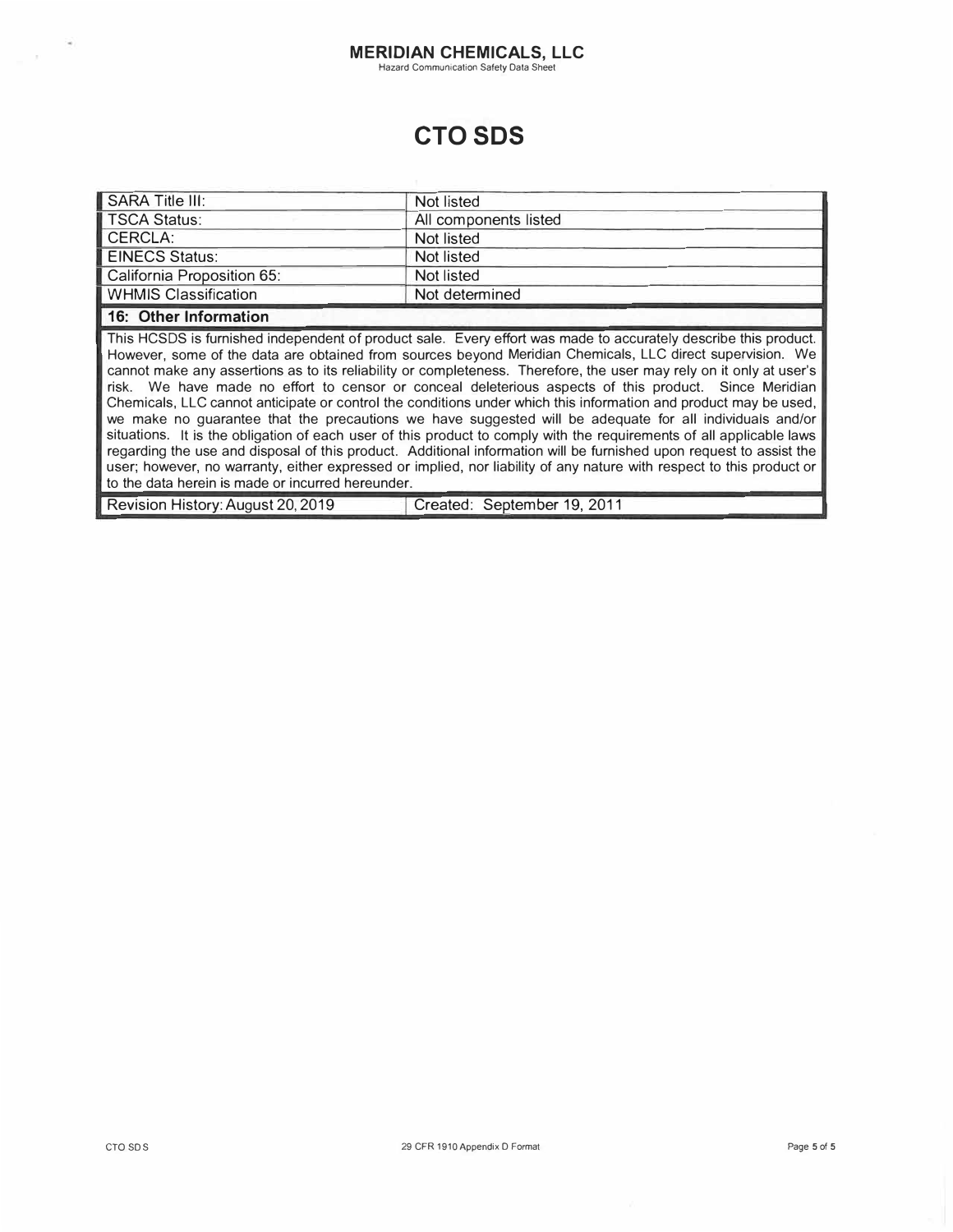# CTO SDS

| | |
|---|---|
| SARA Title III: | Not listed |
| TSCA Status: | All components listed |
| CERCLA: | Not listed |
| EINECS Status: | Not listed |
| California Proposition 65: | Not listed |
| WHMIS Classification | Not determined |

## 16: Other Information

This HCSDS is furnished independent of product sale. Every effort was made to accurately describe this product. However, some of the data are obtained from sources beyond Meridian Chemicals, LLC direct supervision. We cannot make any assertions as to its reliability or completeness. Therefore, the user may rely on it only at user's risk. We have made no effort to censor or conceal deleterious aspects of this product. Since Meridian Chemicals, LLC cannot anticipate or control the conditions under which this information and product may be used, we make no guarantee that the precautions we have suggested will be adequate for all individuals and/or situations. It is the obligation of each user of this product to comply with the requirements of all applicable laws regarding the use and disposal of this product. Additional information will be furnished upon request to assist the user; however, no warranty, either expressed or implied, nor liability of any nature with respect to this product or to the data herein is made or incurred hereunder.

| | |
|---|---|
| Revision History: August 20, 2019 | Created: September 19, 2011 |